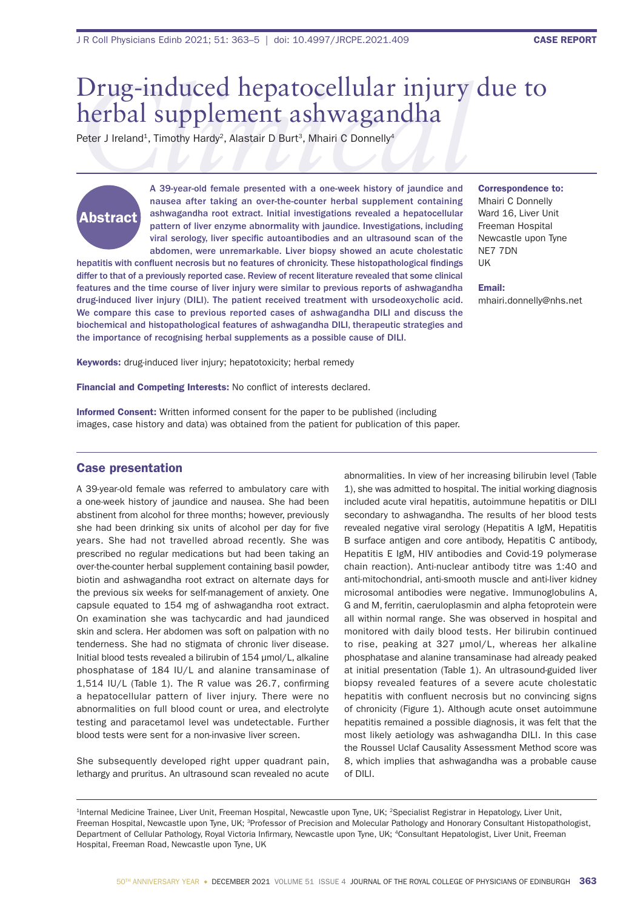# Drug-induced hepatocellular injury due to herbal supplement ashwagandha

Peter J Ireland[1], Timothy Hardy[2], Alastair D Burt[3], Mhairi C Donnelly[4]

## Abstract

**A 39-year-old female presented with a one-week history of jaundice and nausea after taking an over-the-counter herbal supplement containing ashwagandha root extract. Initial investigations revealed a hepatocellular pattern of liver enzyme abnormality with jaundice. Investigations, including viral serology, liver specific autoantibodies and an ultrasound scan of the abdomen, were unremarkable. Liver biopsy showed an acute cholestatic hepatitis with confluent necrosis but no features of chronicity. These histopathological findings differ to that of a previously reported case. Review of recent literature revealed that some clinical features and the time course of liver injury were similar to previous reports of ashwagandha drug-induced liver injury (DILI). The patient received treatment with ursodeoxycholic acid. We compare this case to previous reported cases of ashwagandha DILI and discuss the biochemical and histopathological features of ashwagandha DILI, therapeutic strategies and the importance of recognising herbal supplements as a possible cause of DILI.**

**Correspondence to:**
Mhairi C Donnelly
Ward 16, Liver Unit
Freeman Hospital
Newcastle upon Tyne
NE7 7DN
UK

**Email:**
mhairi.donnelly@nhs.net

**Keywords:** drug-induced liver injury; hepatotoxicity; herbal remedy

**Financial and Competing Interests:** No conflict of interests declared.

**Informed Consent:** Written informed consent for the paper to be published (including images, case history and data) was obtained from the patient for publication of this paper.

## Case presentation

A 39-year-old female was referred to ambulatory care with a one-week history of jaundice and nausea. She had been abstinent from alcohol for three months; however, previously she had been drinking six units of alcohol per day for five years. She had not travelled abroad recently. She was prescribed no regular medications but had been taking an over-the-counter herbal supplement containing basil powder, biotin and ashwagandha root extract on alternate days for the previous six weeks for self-management of anxiety. One capsule equated to 154 mg of ashwagandha root extract. On examination she was tachycardic and had jaundiced skin and sclera. Her abdomen was soft on palpation with no tenderness. She had no stigmata of chronic liver disease. Initial blood tests revealed a bilirubin of 154 μmol/L, alkaline phosphatase of 184 IU/L and alanine transaminase of 1,514 IU/L (Table 1). The R value was 26.7, confirming a hepatocellular pattern of liver injury. There were no abnormalities on full blood count or urea, and electrolyte testing and paracetamol level was undetectable. Further blood tests were sent for a non-invasive liver screen.

She subsequently developed right upper quadrant pain, lethargy and pruritus. An ultrasound scan revealed no acute abnormalities. In view of her increasing bilirubin level (Table 1), she was admitted to hospital. The initial working diagnosis included acute viral hepatitis, autoimmune hepatitis or DILI secondary to ashwagandha. The results of her blood tests revealed negative viral serology (Hepatitis A IgM, Hepatitis B surface antigen and core antibody, Hepatitis C antibody, Hepatitis E IgM, HIV antibodies and Covid-19 polymerase chain reaction). Anti-nuclear antibody titre was 1:40 and anti-mitochondrial, anti-smooth muscle and anti-liver kidney microsomal antibodies were negative. Immunoglobulins A, G and M, ferritin, caeruloplasmin and alpha fetoprotein were all within normal range. She was observed in hospital and monitored with daily blood tests. Her bilirubin continued to rise, peaking at 327 μmol/L, whereas her alkaline phosphatase and alanine transaminase had already peaked at initial presentation (Table 1). An ultrasound-guided liver biopsy revealed features of a severe acute cholestatic hepatitis with confluent necrosis but no convincing signs of chronicity (Figure 1). Although acute onset autoimmune hepatitis remained a possible diagnosis, it was felt that the most likely aetiology was ashwagandha DILI. In this case the Roussel Uclaf Causality Assessment Method score was 8, which implies that ashwagandha was a probable cause of DILI.

[1]Internal Medicine Trainee, Liver Unit, Freeman Hospital, Newcastle upon Tyne, UK; [2]Specialist Registrar in Hepatology, Liver Unit, Freeman Hospital, Newcastle upon Tyne, UK; [3]Professor of Precision and Molecular Pathology and Honorary Consultant Histopathologist, Department of Cellular Pathology, Royal Victoria Infirmary, Newcastle upon Tyne, UK; [4]Consultant Hepatologist, Liver Unit, Freeman Hospital, Freeman Road, Newcastle upon Tyne, UK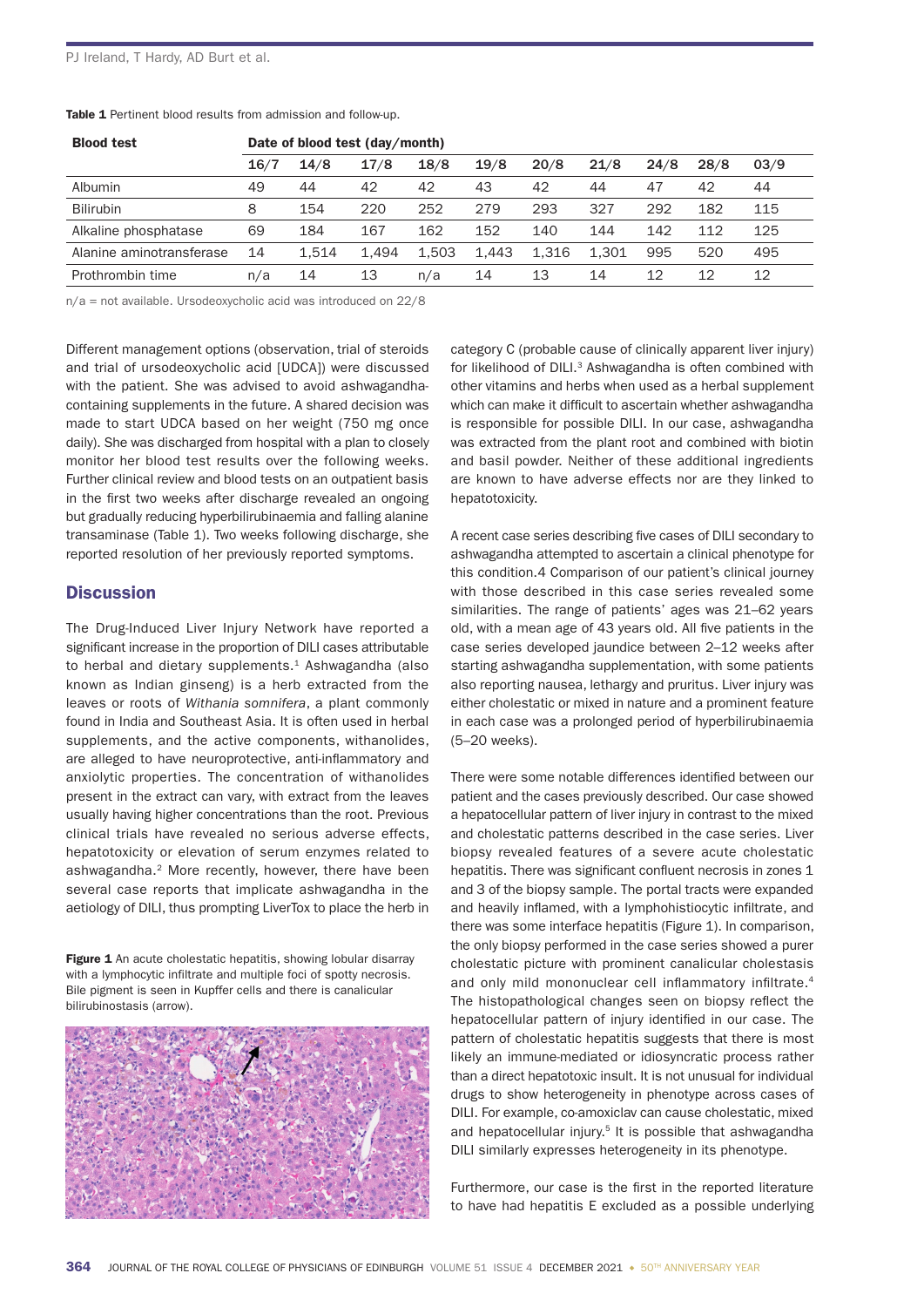**Table 1** Pertinent blood results from admission and follow-up.

| Blood test | Date of blood test (day/month) | | | | | | | | | |
|---|---|---|---|---|---|---|---|---|---|---|
| | 16/7 | 14/8 | 17/8 | 18/8 | 19/8 | 20/8 | 21/8 | 24/8 | 28/8 | 03/9 |
| Albumin | 49 | 44 | 42 | 42 | 43 | 42 | 44 | 47 | 42 | 44 |
| Bilirubin | 8 | 154 | 220 | 252 | 279 | 293 | 327 | 292 | 182 | 115 |
| Alkaline phosphatase | 69 | 184 | 167 | 162 | 152 | 140 | 144 | 142 | 112 | 125 |
| Alanine aminotransferase | 14 | 1,514 | 1,494 | 1,503 | 1,443 | 1,316 | 1,301 | 995 | 520 | 495 |
| Prothrombin time | n/a | 14 | 13 | n/a | 14 | 13 | 14 | 12 | 12 | 12 |

n/a = not available. Ursodeoxycholic acid was introduced on 22/8

Different management options (observation, trial of steroids and trial of ursodeoxycholic acid [UDCA]) were discussed with the patient. She was advised to avoid ashwagandha-containing supplements in the future. A shared decision was made to start UDCA based on her weight (750 mg once daily). She was discharged from hospital with a plan to closely monitor her blood test results over the following weeks. Further clinical review and blood tests on an outpatient basis in the first two weeks after discharge revealed an ongoing but gradually reducing hyperbilirubinaemia and falling alanine transaminase (Table 1). Two weeks following discharge, she reported resolution of her previously reported symptoms.

## Discussion

The Drug-Induced Liver Injury Network have reported a significant increase in the proportion of DILI cases attributable to herbal and dietary supplements.[1] Ashwagandha (also known as Indian ginseng) is a herb extracted from the leaves or roots of *Withania somnifera*, a plant commonly found in India and Southeast Asia. It is often used in herbal supplements, and the active components, withanolides, are alleged to have neuroprotective, anti-inflammatory and anxiolytic properties. The concentration of withanolides present in the extract can vary, with extract from the leaves usually having higher concentrations than the root. Previous clinical trials have revealed no serious adverse effects, hepatotoxicity or elevation of serum enzymes related to ashwagandha.[2] More recently, however, there have been several case reports that implicate ashwagandha in the aetiology of DILI, thus prompting LiverTox to place the herb in category C (probable cause of clinically apparent liver injury) for likelihood of DILI.[3] Ashwagandha is often combined with other vitamins and herbs when used as a herbal supplement which can make it difficult to ascertain whether ashwagandha is responsible for possible DILI. In our case, ashwagandha was extracted from the plant root and combined with biotin and basil powder. Neither of these additional ingredients are known to have adverse effects nor are they linked to hepatotoxicity.

**Figure 1** An acute cholestatic hepatitis, showing lobular disarray with a lymphocytic infiltrate and multiple foci of spotty necrosis. Bile pigment is seen in Kupffer cells and there is canalicular bilirubinostasis (arrow).

A recent case series describing five cases of DILI secondary to ashwagandha attempted to ascertain a clinical phenotype for this condition.4 Comparison of our patient's clinical journey with those described in this case series revealed some similarities. The range of patients' ages was 21–62 years old, with a mean age of 43 years old. All five patients in the case series developed jaundice between 2–12 weeks after starting ashwagandha supplementation, with some patients also reporting nausea, lethargy and pruritus. Liver injury was either cholestatic or mixed in nature and a prominent feature in each case was a prolonged period of hyperbilirubinaemia (5–20 weeks).

There were some notable differences identified between our patient and the cases previously described. Our case showed a hepatocellular pattern of liver injury in contrast to the mixed and cholestatic patterns described in the case series. Liver biopsy revealed features of a severe acute cholestatic hepatitis. There was significant confluent necrosis in zones 1 and 3 of the biopsy sample. The portal tracts were expanded and heavily inflamed, with a lymphohistiocytic infiltrate, and there was some interface hepatitis (Figure 1). In comparison, the only biopsy performed in the case series showed a purer cholestatic picture with prominent canalicular cholestasis and only mild mononuclear cell inflammatory infiltrate.[4] The histopathological changes seen on biopsy reflect the hepatocellular pattern of injury identified in our case. The pattern of cholestatic hepatitis suggests that there is most likely an immune-mediated or idiosyncratic process rather than a direct hepatotoxic insult. It is not unusual for individual drugs to show heterogeneity in phenotype across cases of DILI. For example, co-amoxiclav can cause cholestatic, mixed and hepatocellular injury.[5] It is possible that ashwagandha DILI similarly expresses heterogeneity in its phenotype.

Furthermore, our case is the first in the reported literature to have had hepatitis E excluded as a possible underlying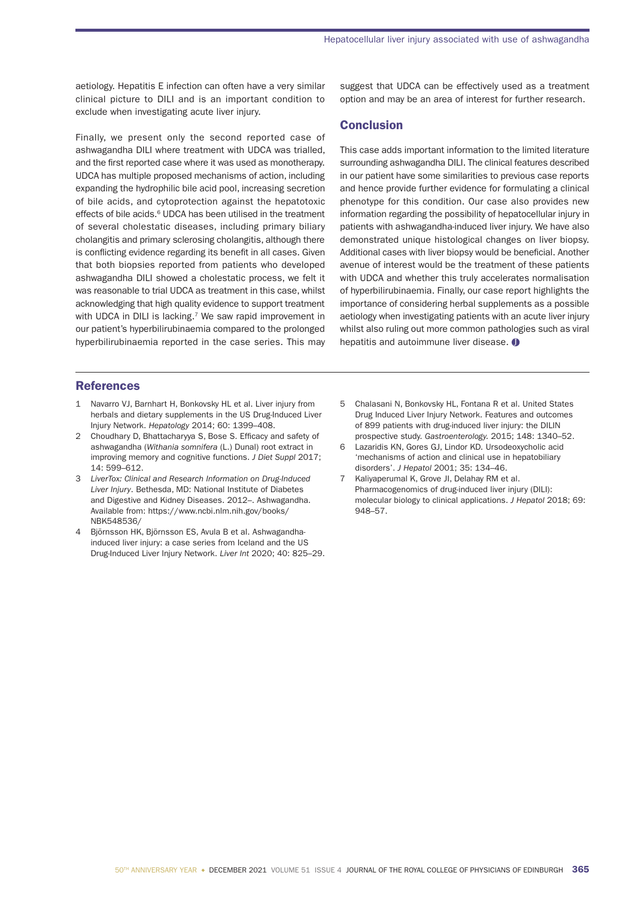aetiology. Hepatitis E infection can often have a very similar clinical picture to DILI and is an important condition to exclude when investigating acute liver injury.

Finally, we present only the second reported case of ashwagandha DILI where treatment with UDCA was trialled, and the first reported case where it was used as monotherapy. UDCA has multiple proposed mechanisms of action, including expanding the hydrophilic bile acid pool, increasing secretion of bile acids, and cytoprotection against the hepatotoxic effects of bile acids.[6] UDCA has been utilised in the treatment of several cholestatic diseases, including primary biliary cholangitis and primary sclerosing cholangitis, although there is conflicting evidence regarding its benefit in all cases. Given that both biopsies reported from patients who developed ashwagandha DILI showed a cholestatic process, we felt it was reasonable to trial UDCA as treatment in this case, whilst acknowledging that high quality evidence to support treatment with UDCA in DILI is lacking.[7] We saw rapid improvement in our patient's hyperbilirubinaemia compared to the prolonged hyperbilirubinaemia reported in the case series. This may suggest that UDCA can be effectively used as a treatment option and may be an area of interest for further research.

## Conclusion

This case adds important information to the limited literature surrounding ashwagandha DILI. The clinical features described in our patient have some similarities to previous case reports and hence provide further evidence for formulating a clinical phenotype for this condition. Our case also provides new information regarding the possibility of hepatocellular injury in patients with ashwagandha-induced liver injury. We have also demonstrated unique histological changes on liver biopsy. Additional cases with liver biopsy would be beneficial. Another avenue of interest would be the treatment of these patients with UDCA and whether this truly accelerates normalisation of hyperbilirubinaemia. Finally, our case report highlights the importance of considering herbal supplements as a possible aetiology when investigating patients with an acute liver injury whilst also ruling out more common pathologies such as viral hepatitis and autoimmune liver disease.

## References

1. Navarro VJ, Barnhart H, Bonkovsky HL et al. Liver injury from herbals and dietary supplements in the US Drug-Induced Liver Injury Network. *Hepatology* 2014; 60: 1399–408.
2. Choudhary D, Bhattacharyya S, Bose S. Efficacy and safety of ashwagandha (*Withania somnifera* (L.) Dunal) root extract in improving memory and cognitive functions. *J Diet Suppl* 2017; 14: 599–612.
3. *LiverTox: Clinical and Research Information on Drug-Induced Liver Injury*. Bethesda, MD: National Institute of Diabetes and Digestive and Kidney Diseases. 2012–. Ashwagandha. Available from: https://www.ncbi.nlm.nih.gov/books/NBK548536/
4. Björnsson HK, Björnsson ES, Avula B et al. Ashwagandha-induced liver injury: a case series from Iceland and the US Drug-Induced Liver Injury Network. *Liver Int* 2020; 40: 825–29.
5. Chalasani N, Bonkovsky HL, Fontana R et al. United States Drug Induced Liver Injury Network. Features and outcomes of 899 patients with drug-induced liver injury: the DILIN prospective study. *Gastroenterology.* 2015; 148: 1340–52.
6. Lazaridis KN, Gores GJ, Lindor KD. Ursodeoxycholic acid 'mechanisms of action and clinical use in hepatobiliary disorders'. *J Hepatol* 2001; 35: 134–46.
7. Kaliyaperumal K, Grove JI, Delahay RM et al. Pharmacogenomics of drug-induced liver injury (DILI): molecular biology to clinical applications. *J Hepatol* 2018; 69: 948–57.